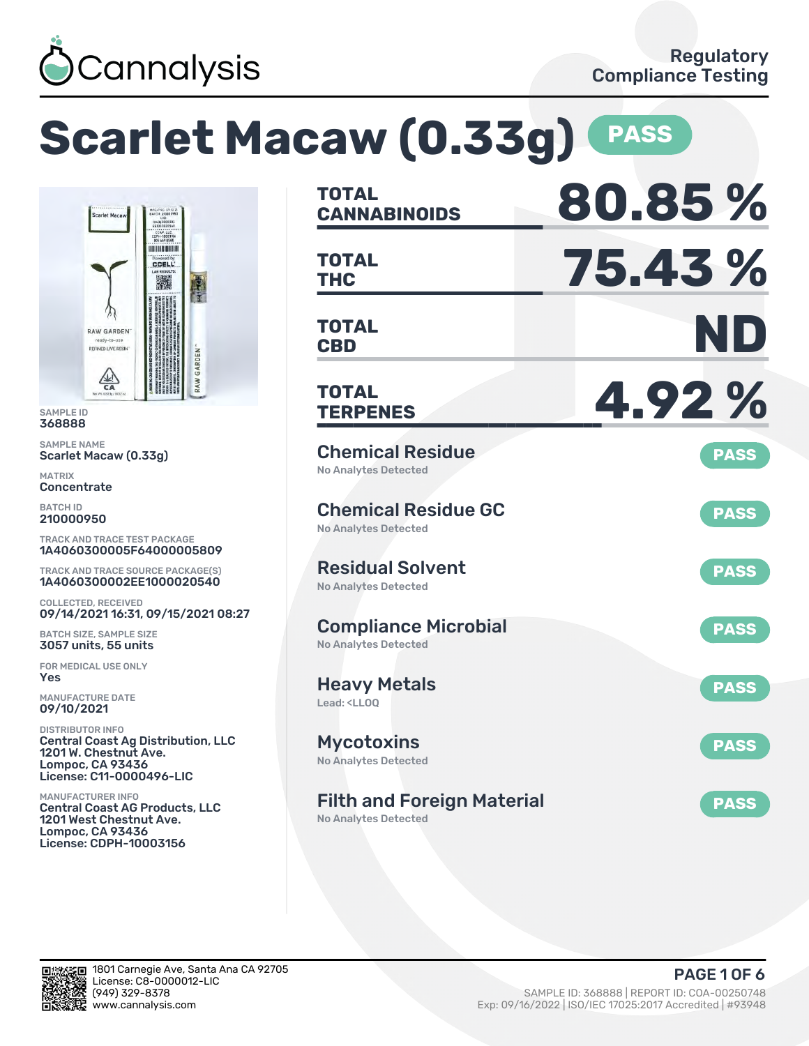Cannalysis

Regulatory Compliance Testing

# Scarlet Macaw (0.33g) PASS

SAMPLE ID
368888

SAMPLE NAME
Scarlet Macaw (0.33g)

MATRIX
Concentrate

BATCH ID
210000950

TRACK AND TRACE TEST PACKAGE
1A4060300005F64000005809

TRACK AND TRACE SOURCE PACKAGE(S)
1A4060300002EE1000020540

COLLECTED, RECEIVED
09/14/2021 16:31, 09/15/2021 08:27

BATCH SIZE, SAMPLE SIZE
3057 units, 55 units

FOR MEDICAL USE ONLY
Yes

MANUFACTURE DATE
09/10/2021

DISTRIBUTOR INFO
Central Coast Ag Distribution, LLC
1201 W. Chestnut Ave.
Lompoc, CA 93436
License: C11-0000496-LIC

MANUFACTURER INFO
Central Coast AG Products, LLC
1201 West Chestnut Ave.
Lompoc, CA 93436
License: CDPH-10003156

| | |
|---|---|
| **TOTAL CANNABINOIDS** | **80.85 %** |
| **TOTAL THC** | **75.43 %** |
| **TOTAL CBD** | **ND** |
| **TOTAL TERPENES** | **4.92 %** |

| Test | Result | Status |
|---|---|---|
| Chemical Residue | No Analytes Detected | PASS |
| Chemical Residue GC | No Analytes Detected | PASS |
| Residual Solvent | No Analytes Detected | PASS |
| Compliance Microbial | No Analytes Detected | PASS |
| Heavy Metals | Lead: <LLOQ | PASS |
| Mycotoxins | No Analytes Detected | PASS |
| Filth and Foreign Material | No Analytes Detected | PASS |

1801 Carnegie Ave, Santa Ana CA 92705
License: C8-0000012-LIC
(949) 329-8378
www.cannalysis.com

SAMPLE ID: 368888 | REPORT ID: COA-00250748
Exp: 09/16/2022 | ISO/IEC 17025:2017 Accredited | #93948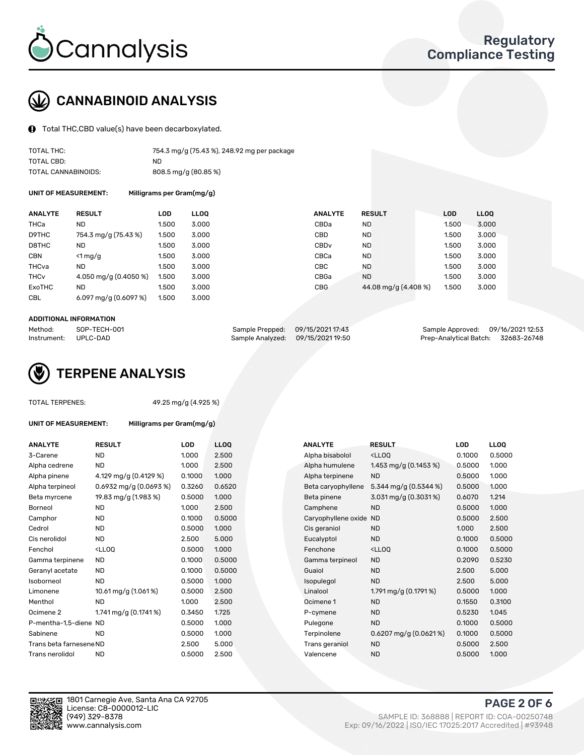# CANNABINOID ANALYSIS

Total THC,CBD value(s) have been decarboxylated.

| | |
|---|---|
| TOTAL THC: | 754.3 mg/g (75.43 %), 248.92 mg per package |
| TOTAL CBD: | ND |
| TOTAL CANNABINOIDS: | 808.5 mg/g (80.85 %) |

**UNIT OF MEASUREMENT:** Milligrams per Gram(mg/g)

| ANALYTE | RESULT | LOD | LLOQ | ANALYTE | RESULT | LOD | LLOQ |
|---|---|---|---|---|---|---|---|
| THCa | ND | 1.500 | 3.000 | CBDa | ND | 1.500 | 3.000 |
| D9THC | 754.3 mg/g (75.43 %) | 1.500 | 3.000 | CBD | ND | 1.500 | 3.000 |
| D8THC | ND | 1.500 | 3.000 | CBDv | ND | 1.500 | 3.000 |
| CBN | <1 mg/g | 1.500 | 3.000 | CBCa | ND | 1.500 | 3.000 |
| THCva | ND | 1.500 | 3.000 | CBC | ND | 1.500 | 3.000 |
| THCv | 4.050 mg/g (0.4050 %) | 1.500 | 3.000 | CBGa | ND | 1.500 | 3.000 |
| ExoTHC | ND | 1.500 | 3.000 | CBG | 44.08 mg/g (4.408 %) | 1.500 | 3.000 |
| CBL | 6.097 mg/g (0.6097 %) | 1.500 | 3.000 | | | | |

**ADDITIONAL INFORMATION**

| | | | | | |
|---|---|---|---|---|---|
| Method: | SOP-TECH-001 | Sample Prepped: | 09/15/2021 17:43 | Sample Approved: | 09/16/2021 12:53 |
| Instrument: | UPLC-DAD | Sample Analyzed: | 09/15/2021 19:50 | Prep-Analytical Batch: | 32683-26748 |

# TERPENE ANALYSIS

TOTAL TERPENES: 49.25 mg/g (4.925 %)

**UNIT OF MEASUREMENT:** Milligrams per Gram(mg/g)

| ANALYTE | RESULT | LOD | LLOQ | ANALYTE | RESULT | LOD | LLOQ |
|---|---|---|---|---|---|---|---|
| 3-Carene | ND | 1.000 | 2.500 | Alpha bisabolol | <LLOQ | 0.1000 | 0.5000 |
| Alpha cedrene | ND | 1.000 | 2.500 | Alpha humulene | 1.453 mg/g (0.1453 %) | 0.5000 | 1.000 |
| Alpha pinene | 4.129 mg/g (0.4129 %) | 0.1000 | 1.000 | Alpha terpinene | ND | 0.5000 | 1.000 |
| Alpha terpineol | 0.6932 mg/g (0.0693 %) | 0.3260 | 0.6520 | Beta caryophyllene | 5.344 mg/g (0.5344 %) | 0.5000 | 1.000 |
| Beta myrcene | 19.83 mg/g (1.983 %) | 0.5000 | 1.000 | Beta pinene | 3.031 mg/g (0.3031 %) | 0.6070 | 1.214 |
| Borneol | ND | 1.000 | 2.500 | Camphene | ND | 0.5000 | 1.000 |
| Camphor | ND | 0.1000 | 0.5000 | Caryophyllene oxide | ND | 0.5000 | 2.500 |
| Cedrol | ND | 0.5000 | 1.000 | Cis geraniol | ND | 1.000 | 2.500 |
| Cis nerolidol | ND | 2.500 | 5.000 | Eucalyptol | ND | 0.1000 | 0.5000 |
| Fenchol | <LLOQ | 0.5000 | 1.000 | Fenchone | <LLOQ | 0.1000 | 0.5000 |
| Gamma terpinene | ND | 0.1000 | 0.5000 | Gamma terpineol | ND | 0.2090 | 0.5230 |
| Geranyl acetate | ND | 0.1000 | 0.5000 | Guaiol | ND | 2.500 | 5.000 |
| Isoborneol | ND | 0.5000 | 1.000 | Isopulegol | ND | 2.500 | 5.000 |
| Limonene | 10.61 mg/g (1.061 %) | 0.5000 | 2.500 | Linalool | 1.791 mg/g (0.1791 %) | 0.5000 | 1.000 |
| Menthol | ND | 1.000 | 2.500 | Ocimene 1 | ND | 0.1550 | 0.3100 |
| Ocimene 2 | 1.741 mg/g (0.1741 %) | 0.3450 | 1.725 | P-cymene | ND | 0.5230 | 1.045 |
| P-mentha-1,5-diene | ND | 0.5000 | 1.000 | Pulegone | ND | 0.1000 | 0.5000 |
| Sabinene | ND | 0.5000 | 1.000 | Terpinolene | 0.6207 mg/g (0.0621 %) | 0.1000 | 0.5000 |
| Trans beta farnesene | ND | 2.500 | 5.000 | Trans geraniol | ND | 0.5000 | 2.500 |
| Trans nerolidol | ND | 0.5000 | 2.500 | Valencene | ND | 0.5000 | 1.000 |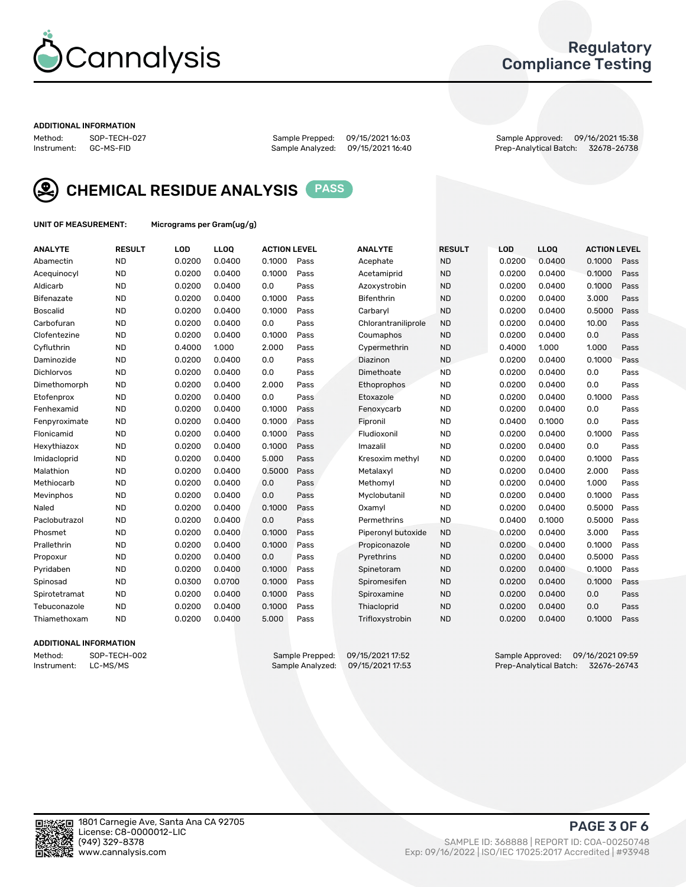# Cannalysis

## Regulatory Compliance Testing

**ADDITIONAL INFORMATION**

Method: SOP-TECH-027
Instrument: GC-MS-FID

Sample Prepped: 09/15/2021 16:03
Sample Analyzed: 09/15/2021 16:40

Sample Approved: 09/16/2021 15:38
Prep-Analytical Batch: 32678-26738

## CHEMICAL RESIDUE ANALYSIS PASS

**UNIT OF MEASUREMENT:** Micrograms per Gram(ug/g)

| ANALYTE | RESULT | LOD | LLOQ | ACTION LEVEL | | ANALYTE | RESULT | LOD | LLOQ | ACTION LEVEL | |
|---|---|---|---|---|---|---|---|---|---|---|---|
| Abamectin | ND | 0.0200 | 0.0400 | 0.1000 | Pass | Acephate | ND | 0.0200 | 0.0400 | 0.1000 | Pass |
| Acequinocyl | ND | 0.0200 | 0.0400 | 0.1000 | Pass | Acetamiprid | ND | 0.0200 | 0.0400 | 0.1000 | Pass |
| Aldicarb | ND | 0.0200 | 0.0400 | 0.0 | Pass | Azoxystrobin | ND | 0.0200 | 0.0400 | 0.1000 | Pass |
| Bifenazate | ND | 0.0200 | 0.0400 | 0.1000 | Pass | Bifenthrin | ND | 0.0200 | 0.0400 | 3.000 | Pass |
| Boscalid | ND | 0.0200 | 0.0400 | 0.1000 | Pass | Carbaryl | ND | 0.0200 | 0.0400 | 0.5000 | Pass |
| Carbofuran | ND | 0.0200 | 0.0400 | 0.0 | Pass | Chlorantraniliprole | ND | 0.0200 | 0.0400 | 10.00 | Pass |
| Clofentezine | ND | 0.0200 | 0.0400 | 0.1000 | Pass | Coumaphos | ND | 0.0200 | 0.0400 | 0.0 | Pass |
| Cyfluthrin | ND | 0.4000 | 1.000 | 2.000 | Pass | Cypermethrin | ND | 0.4000 | 1.000 | 1.000 | Pass |
| Daminozide | ND | 0.0200 | 0.0400 | 0.0 | Pass | Diazinon | ND | 0.0200 | 0.0400 | 0.1000 | Pass |
| Dichlorvos | ND | 0.0200 | 0.0400 | 0.0 | Pass | Dimethoate | ND | 0.0200 | 0.0400 | 0.0 | Pass |
| Dimethomorph | ND | 0.0200 | 0.0400 | 2.000 | Pass | Ethoprophos | ND | 0.0200 | 0.0400 | 0.0 | Pass |
| Etofenprox | ND | 0.0200 | 0.0400 | 0.0 | Pass | Etoxazole | ND | 0.0200 | 0.0400 | 0.1000 | Pass |
| Fenhexamid | ND | 0.0200 | 0.0400 | 0.1000 | Pass | Fenoxycarb | ND | 0.0200 | 0.0400 | 0.0 | Pass |
| Fenpyroximate | ND | 0.0200 | 0.0400 | 0.1000 | Pass | Fipronil | ND | 0.0400 | 0.1000 | 0.0 | Pass |
| Flonicamid | ND | 0.0200 | 0.0400 | 0.1000 | Pass | Fludioxonil | ND | 0.0200 | 0.0400 | 0.1000 | Pass |
| Hexythiazox | ND | 0.0200 | 0.0400 | 0.1000 | Pass | Imazalil | ND | 0.0200 | 0.0400 | 0.0 | Pass |
| Imidacloprid | ND | 0.0200 | 0.0400 | 5.000 | Pass | Kresoxim methyl | ND | 0.0200 | 0.0400 | 0.1000 | Pass |
| Malathion | ND | 0.0200 | 0.0400 | 0.5000 | Pass | Metalaxyl | ND | 0.0200 | 0.0400 | 2.000 | Pass |
| Methiocarb | ND | 0.0200 | 0.0400 | 0.0 | Pass | Methomyl | ND | 0.0200 | 0.0400 | 1.000 | Pass |
| Mevinphos | ND | 0.0200 | 0.0400 | 0.0 | Pass | Myclobutanil | ND | 0.0200 | 0.0400 | 0.1000 | Pass |
| Naled | ND | 0.0200 | 0.0400 | 0.1000 | Pass | Oxamyl | ND | 0.0200 | 0.0400 | 0.5000 | Pass |
| Paclobutrazol | ND | 0.0200 | 0.0400 | 0.0 | Pass | Permethrins | ND | 0.0400 | 0.1000 | 0.5000 | Pass |
| Phosmet | ND | 0.0200 | 0.0400 | 0.1000 | Pass | Piperonyl butoxide | ND | 0.0200 | 0.0400 | 3.000 | Pass |
| Prallethrin | ND | 0.0200 | 0.0400 | 0.1000 | Pass | Propiconazole | ND | 0.0200 | 0.0400 | 0.1000 | Pass |
| Propoxur | ND | 0.0200 | 0.0400 | 0.0 | Pass | Pyrethrins | ND | 0.0200 | 0.0400 | 0.5000 | Pass |
| Pyridaben | ND | 0.0200 | 0.0400 | 0.1000 | Pass | Spinetoram | ND | 0.0200 | 0.0400 | 0.1000 | Pass |
| Spinosad | ND | 0.0300 | 0.0700 | 0.1000 | Pass | Spiromesifen | ND | 0.0200 | 0.0400 | 0.1000 | Pass |
| Spirotetramat | ND | 0.0200 | 0.0400 | 0.1000 | Pass | Spiroxamine | ND | 0.0200 | 0.0400 | 0.0 | Pass |
| Tebuconazole | ND | 0.0200 | 0.0400 | 0.1000 | Pass | Thiacloprid | ND | 0.0200 | 0.0400 | 0.0 | Pass |
| Thiamethoxam | ND | 0.0200 | 0.0400 | 5.000 | Pass | Trifloxystrobin | ND | 0.0200 | 0.0400 | 0.1000 | Pass |

**ADDITIONAL INFORMATION**

Method: SOP-TECH-002
Instrument: LC-MS/MS

Sample Prepped: 09/15/2021 17:52
Sample Analyzed: 09/15/2021 17:53

Sample Approved: 09/16/2021 09:59
Prep-Analytical Batch: 32676-26743

1801 Carnegie Ave, Santa Ana CA 92705
License: C8-0000012-LIC
(949) 329-8378
www.cannalysis.com

SAMPLE ID: 368888 | REPORT ID: COA-00250748
Exp: 09/16/2022 | ISO/IEC 17025:2017 Accredited | #93948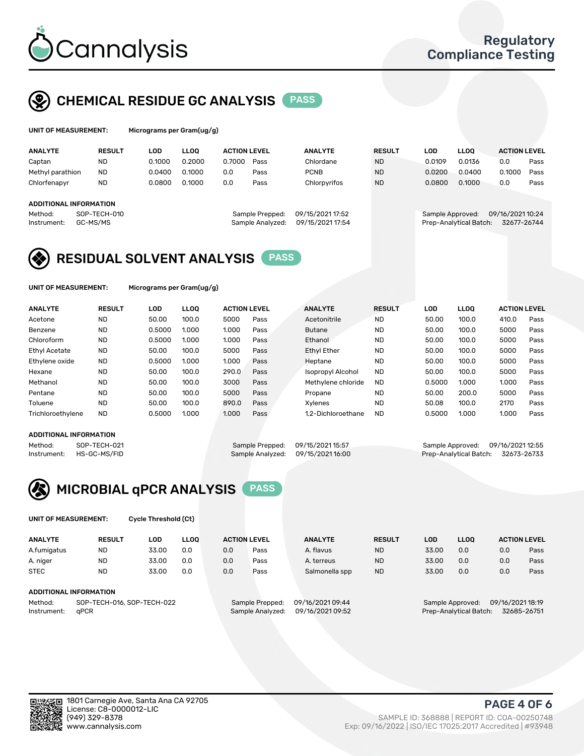# Cannalysis

Regulatory Compliance Testing

## CHEMICAL RESIDUE GC ANALYSIS — PASS

**UNIT OF MEASUREMENT:** Micrograms per Gram(ug/g)

| ANALYTE | RESULT | LOD | LLOQ | ACTION LEVEL | | ANALYTE | RESULT | LOD | LLOQ | ACTION LEVEL | |
|---|---|---|---|---|---|---|---|---|---|---|---|
| Captan | ND | 0.1000 | 0.2000 | 0.7000 | Pass | Chlordane | ND | 0.0109 | 0.0136 | 0.0 | Pass |
| Methyl parathion | ND | 0.0400 | 0.1000 | 0.0 | Pass | PCNB | ND | 0.0200 | 0.0400 | 0.1000 | Pass |
| Chlorfenapyr | ND | 0.0800 | 0.1000 | 0.0 | Pass | Chlorpyrifos | ND | 0.0800 | 0.1000 | 0.0 | Pass |

**ADDITIONAL INFORMATION**

Method: SOP-TECH-010
Instrument: GC-MS/MS
Sample Prepped: 09/15/2021 17:52
Sample Analyzed: 09/15/2021 17:54
Sample Approved: 09/16/2021 10:24
Prep-Analytical Batch: 32677-26744

## RESIDUAL SOLVENT ANALYSIS — PASS

**UNIT OF MEASUREMENT:** Micrograms per Gram(ug/g)

| ANALYTE | RESULT | LOD | LLOQ | ACTION LEVEL | | ANALYTE | RESULT | LOD | LLOQ | ACTION LEVEL | |
|---|---|---|---|---|---|---|---|---|---|---|---|
| Acetone | ND | 50.00 | 100.0 | 5000 | Pass | Acetonitrile | ND | 50.00 | 100.0 | 410.0 | Pass |
| Benzene | ND | 0.5000 | 1.000 | 1.000 | Pass | Butane | ND | 50.00 | 100.0 | 5000 | Pass |
| Chloroform | ND | 0.5000 | 1.000 | 1.000 | Pass | Ethanol | ND | 50.00 | 100.0 | 5000 | Pass |
| Ethyl Acetate | ND | 50.00 | 100.0 | 5000 | Pass | Ethyl Ether | ND | 50.00 | 100.0 | 5000 | Pass |
| Ethylene oxide | ND | 0.5000 | 1.000 | 1.000 | Pass | Heptane | ND | 50.00 | 100.0 | 5000 | Pass |
| Hexane | ND | 50.00 | 100.0 | 290.0 | Pass | Isopropyl Alcohol | ND | 50.00 | 100.0 | 5000 | Pass |
| Methanol | ND | 50.00 | 100.0 | 3000 | Pass | Methylene chloride | ND | 0.5000 | 1.000 | 1.000 | Pass |
| Pentane | ND | 50.00 | 100.0 | 5000 | Pass | Propane | ND | 50.00 | 200.0 | 5000 | Pass |
| Toluene | ND | 50.00 | 100.0 | 890.0 | Pass | Xylenes | ND | 50.08 | 100.0 | 2170 | Pass |
| Trichloroethylene | ND | 0.5000 | 1.000 | 1.000 | Pass | 1,2-Dichloroethane | ND | 0.5000 | 1.000 | 1.000 | Pass |

**ADDITIONAL INFORMATION**

Method: SOP-TECH-021
Instrument: HS-GC-MS/FID
Sample Prepped: 09/15/2021 15:57
Sample Analyzed: 09/15/2021 16:00
Sample Approved: 09/16/2021 12:55
Prep-Analytical Batch: 32673-26733

## MICROBIAL qPCR ANALYSIS — PASS

**UNIT OF MEASUREMENT:** Cycle Threshold (Ct)

| ANALYTE | RESULT | LOD | LLOQ | ACTION LEVEL | | ANALYTE | RESULT | LOD | LLOQ | ACTION LEVEL | |
|---|---|---|---|---|---|---|---|---|---|---|---|
| A.fumigatus | ND | 33.00 | 0.0 | 0.0 | Pass | A. flavus | ND | 33.00 | 0.0 | 0.0 | Pass |
| A. niger | ND | 33.00 | 0.0 | 0.0 | Pass | A. terreus | ND | 33.00 | 0.0 | 0.0 | Pass |
| STEC | ND | 33.00 | 0.0 | 0.0 | Pass | Salmonella spp | ND | 33.00 | 0.0 | 0.0 | Pass |

**ADDITIONAL INFORMATION**

Method: SOP-TECH-016, SOP-TECH-022
Instrument: qPCR
Sample Prepped: 09/16/2021 09:44
Sample Analyzed: 09/16/2021 09:52
Sample Approved: 09/16/2021 18:19
Prep-Analytical Batch: 32685-26751

1801 Carnegie Ave, Santa Ana CA 92705
License: C8-0000012-LIC
(949) 329-8378
www.cannalysis.com

SAMPLE ID: 368888 | REPORT ID: COA-00250748
Exp: 09/16/2022 | ISO/IEC 17025:2017 Accredited | #93948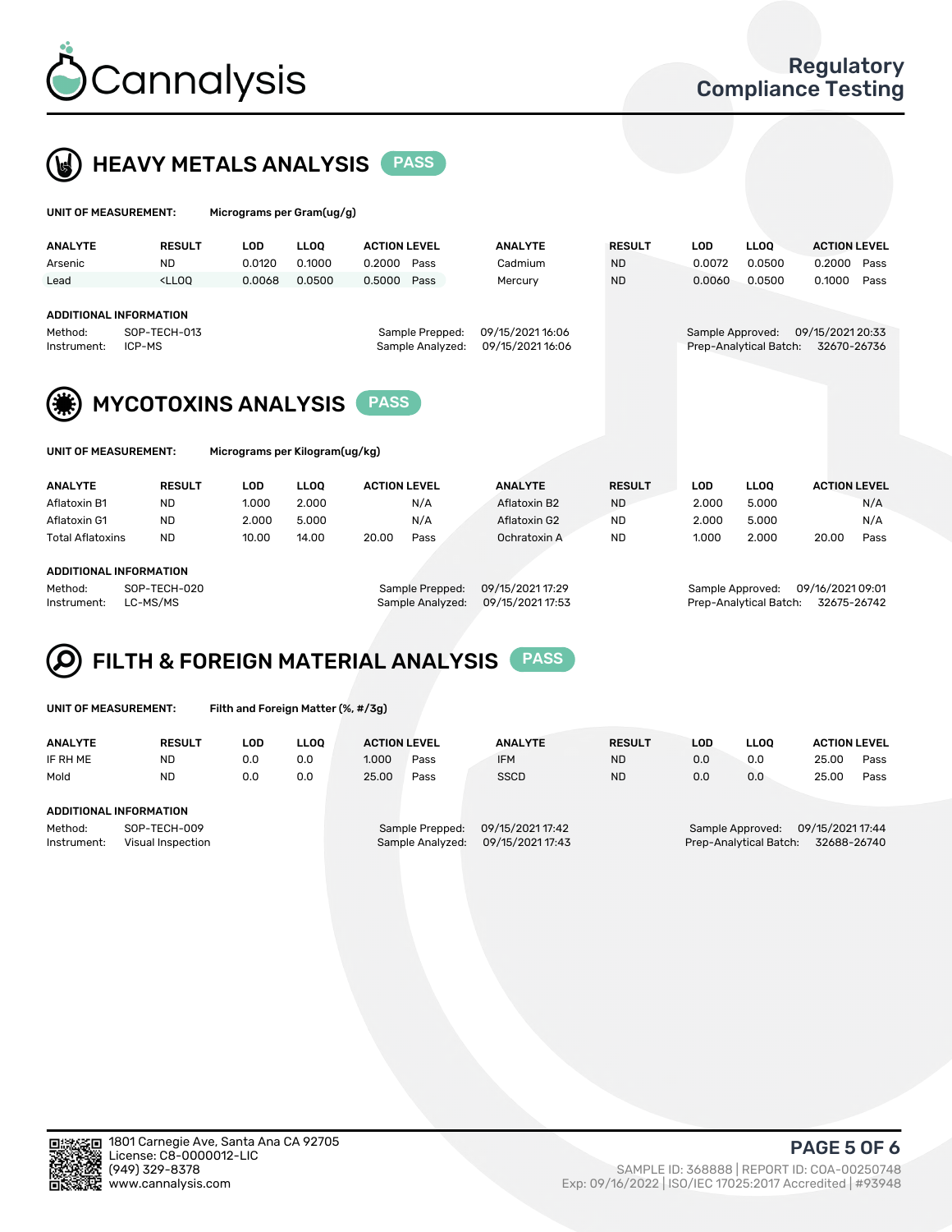# Cannalysis

Regulatory Compliance Testing

## HEAVY METALS ANALYSIS PASS

**UNIT OF MEASUREMENT:** Micrograms per Gram(ug/g)

| ANALYTE | RESULT | LOD | LLOQ | ACTION LEVEL | | ANALYTE | RESULT | LOD | LLOQ | ACTION LEVEL | |
|---|---|---|---|---|---|---|---|---|---|---|---|
| Arsenic | ND | 0.0120 | 0.1000 | 0.2000 | Pass | Cadmium | ND | 0.0072 | 0.0500 | 0.2000 | Pass |
| Lead | <LLOQ | 0.0068 | 0.0500 | 0.5000 | Pass | Mercury | ND | 0.0060 | 0.0500 | 0.1000 | Pass |

**ADDITIONAL INFORMATION**

Method: SOP-TECH-013
Instrument: ICP-MS
Sample Prepped: 09/15/2021 16:06
Sample Analyzed: 09/15/2021 16:06
Sample Approved: 09/15/2021 20:33
Prep-Analytical Batch: 32670-26736

## MYCOTOXINS ANALYSIS PASS

**UNIT OF MEASUREMENT:** Micrograms per Kilogram(ug/kg)

| ANALYTE | RESULT | LOD | LLOQ | ACTION LEVEL | | ANALYTE | RESULT | LOD | LLOQ | ACTION LEVEL | |
|---|---|---|---|---|---|---|---|---|---|---|---|
| Aflatoxin B1 | ND | 1.000 | 2.000 | | N/A | Aflatoxin B2 | ND | 2.000 | 5.000 | | N/A |
| Aflatoxin G1 | ND | 2.000 | 5.000 | | N/A | Aflatoxin G2 | ND | 2.000 | 5.000 | | N/A |
| Total Aflatoxins | ND | 10.00 | 14.00 | 20.00 | Pass | Ochratoxin A | ND | 1.000 | 2.000 | 20.00 | Pass |

**ADDITIONAL INFORMATION**

Method: SOP-TECH-020
Instrument: LC-MS/MS
Sample Prepped: 09/15/2021 17:29
Sample Analyzed: 09/15/2021 17:53
Sample Approved: 09/16/2021 09:01
Prep-Analytical Batch: 32675-26742

## FILTH & FOREIGN MATERIAL ANALYSIS PASS

**UNIT OF MEASUREMENT:** Filth and Foreign Matter (%, #/3g)

| ANALYTE | RESULT | LOD | LLOQ | ACTION LEVEL | | ANALYTE | RESULT | LOD | LLOQ | ACTION LEVEL | |
|---|---|---|---|---|---|---|---|---|---|---|---|
| IF RH ME | ND | 0.0 | 0.0 | 1.000 | Pass | IFM | ND | 0.0 | 0.0 | 25.00 | Pass |
| Mold | ND | 0.0 | 0.0 | 25.00 | Pass | SSCD | ND | 0.0 | 0.0 | 25.00 | Pass |

**ADDITIONAL INFORMATION**

Method: SOP-TECH-009
Instrument: Visual Inspection
Sample Prepped: 09/15/2021 17:42
Sample Analyzed: 09/15/2021 17:43
Sample Approved: 09/15/2021 17:44
Prep-Analytical Batch: 32688-26740

1801 Carnegie Ave, Santa Ana CA 92705
License: C8-0000012-LIC
(949) 329-8378
www.cannalysis.com

SAMPLE ID: 368888 | REPORT ID: COA-00250748
Exp: 09/16/2022 | ISO/IEC 17025:2017 Accredited | #93948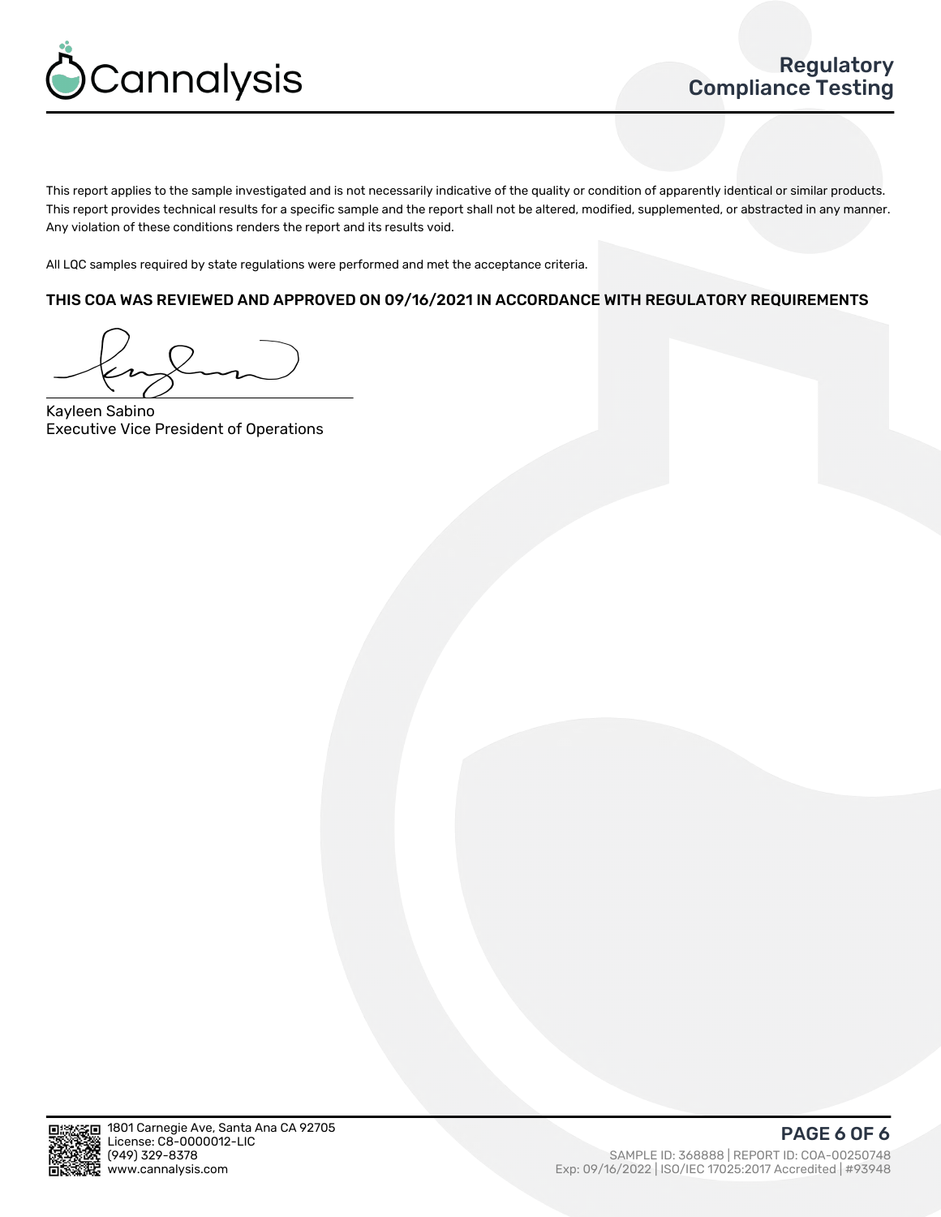This report applies to the sample investigated and is not necessarily indicative of the quality or condition of apparently identical or similar products. This report provides technical results for a specific sample and the report shall not be altered, modified, supplemented, or abstracted in any manner. Any violation of these conditions renders the report and its results void.

All LQC samples required by state regulations were performed and met the acceptance criteria.

**THIS COA WAS REVIEWED AND APPROVED ON 09/16/2021 IN ACCORDANCE WITH REGULATORY REQUIREMENTS**

Kayleen Sabino
Executive Vice President of Operations

1801 Carnegie Ave, Santa Ana CA 92705
License: C8-0000012-LIC
(949) 329-8378
www.cannalysis.com

SAMPLE ID: 368888 | REPORT ID: COA-00250748
Exp: 09/16/2022 | ISO/IEC 17025:2017 Accredited | #93948